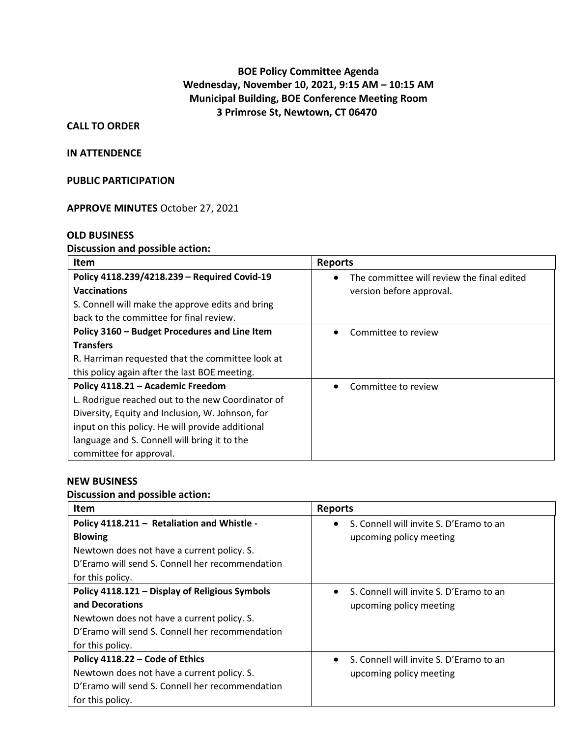**BOE Policy Committee Agenda**
**Wednesday, November 10, 2021, 9:15 AM – 10:15 AM**
**Municipal Building, BOE Conference Meeting Room**
**3 Primrose St, Newtown, CT 06470**

**CALL TO ORDER**

**IN ATTENDENCE**

**PUBLIC PARTICIPATION**

**APPROVE MINUTES** October 27, 2021

**OLD BUSINESS**

**Discussion and possible action:**

| Item | Reports |
|---|---|
| **Policy 4118.239/4218.239 – Required Covid-19 Vaccinations** S. Connell will make the approve edits and bring back to the committee for final review. | • The committee will review the final edited version before approval. |
| **Policy 3160 – Budget Procedures and Line Item Transfers** R. Harriman requested that the committee look at this policy again after the last BOE meeting. | • Committee to review |
| **Policy 4118.21 – Academic Freedom** L. Rodrigue reached out to the new Coordinator of Diversity, Equity and Inclusion, W. Johnson, for input on this policy. He will provide additional language and S. Connell will bring it to the committee for approval. | • Committee to review |

**NEW BUSINESS**

**Discussion and possible action:**

| Item | Reports |
|---|---|
| **Policy 4118.211 – Retaliation and Whistle - Blowing** Newtown does not have a current policy. S. D'Eramo will send S. Connell her recommendation for this policy. | • S. Connell will invite S. D'Eramo to an upcoming policy meeting |
| **Policy 4118.121 – Display of Religious Symbols and Decorations** Newtown does not have a current policy. S. D'Eramo will send S. Connell her recommendation for this policy. | • S. Connell will invite S. D'Eramo to an upcoming policy meeting |
| **Policy 4118.22 – Code of Ethics** Newtown does not have a current policy. S. D'Eramo will send S. Connell her recommendation for this policy. | • S. Connell will invite S. D'Eramo to an upcoming policy meeting |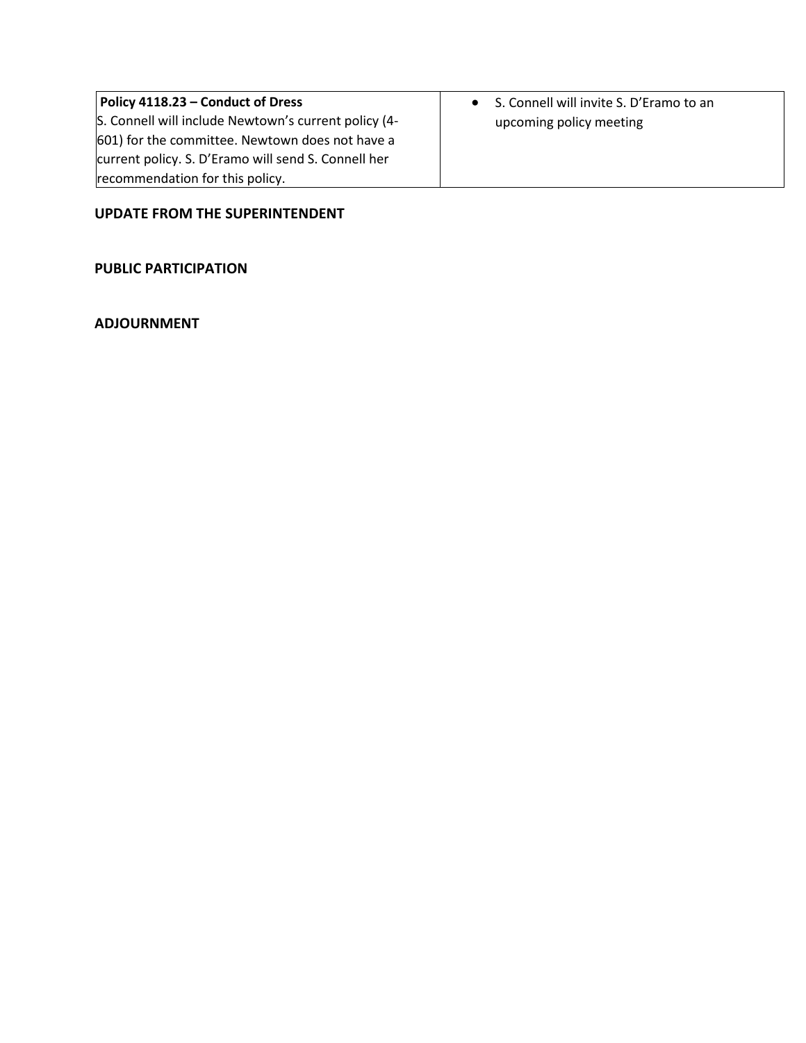| | |
|---|---|
| **Policy 4118.23 – Conduct of Dress**<br>S. Connell will include Newtown's current policy (4-601) for the committee. Newtown does not have a current policy. S. D'Eramo will send S. Connell her recommendation for this policy. | • S. Connell will invite S. D'Eramo to an upcoming policy meeting |

**UPDATE FROM THE SUPERINTENDENT**

**PUBLIC PARTICIPATION**

**ADJOURNMENT**